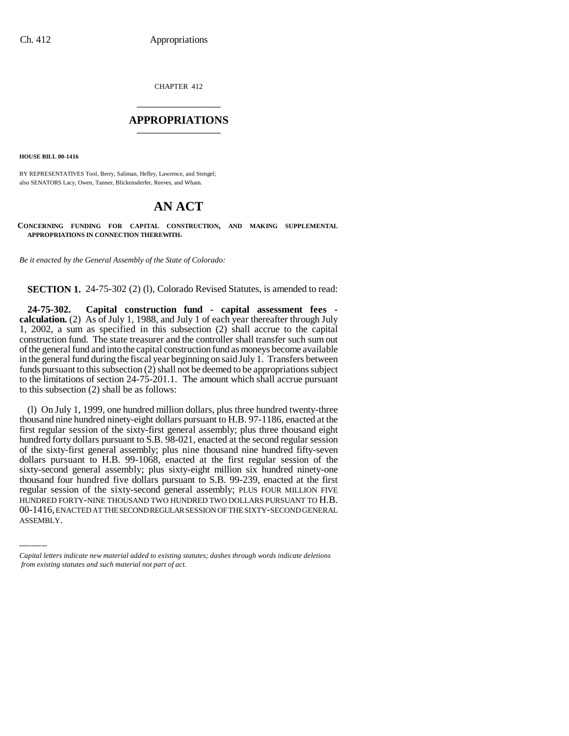CHAPTER 412

# APPROPRIATIONS

**HOUSE BILL 00-1416**

BY REPRESENTATIVES Tool, Berry, Saliman, Hefley, Lawrence, and Stengel;
also SENATORS Lacy, Owen, Tanner, Blickensderfer, Reeves, and Wham.

# AN ACT

**CONCERNING FUNDING FOR CAPITAL CONSTRUCTION, AND MAKING SUPPLEMENTAL APPROPRIATIONS IN CONNECTION THEREWITH.**

*Be it enacted by the General Assembly of the State of Colorado:*

**SECTION 1.** 24-75-302 (2) (l), Colorado Revised Statutes, is amended to read:

**24-75-302. Capital construction fund - capital assessment fees - calculation.** (2) As of July 1, 1988, and July 1 of each year thereafter through July 1, 2002, a sum as specified in this subsection (2) shall accrue to the capital construction fund. The state treasurer and the controller shall transfer such sum out of the general fund and into the capital construction fund as moneys become available in the general fund during the fiscal year beginning on said July 1. Transfers between funds pursuant to this subsection (2) shall not be deemed to be appropriations subject to the limitations of section 24-75-201.1. The amount which shall accrue pursuant to this subsection (2) shall be as follows:

(l) On July 1, 1999, one hundred million dollars, plus three hundred twenty-three thousand nine hundred ninety-eight dollars pursuant to H.B. 97-1186, enacted at the first regular session of the sixty-first general assembly; plus three thousand eight hundred forty dollars pursuant to S.B. 98-021, enacted at the second regular session of the sixty-first general assembly; plus nine thousand nine hundred fifty-seven dollars pursuant to H.B. 99-1068, enacted at the first regular session of the sixty-second general assembly; plus sixty-eight million six hundred ninety-one thousand four hundred five dollars pursuant to S.B. 99-239, enacted at the first regular session of the sixty-second general assembly; PLUS FOUR MILLION FIVE HUNDRED FORTY-NINE THOUSAND TWO HUNDRED TWO DOLLARS PURSUANT TO H.B. 00-1416, ENACTED AT THE SECOND REGULAR SESSION OF THE SIXTY-SECOND GENERAL ASSEMBLY.

---

*Capital letters indicate new material added to existing statutes; dashes through words indicate deletions from existing statutes and such material not part of act.*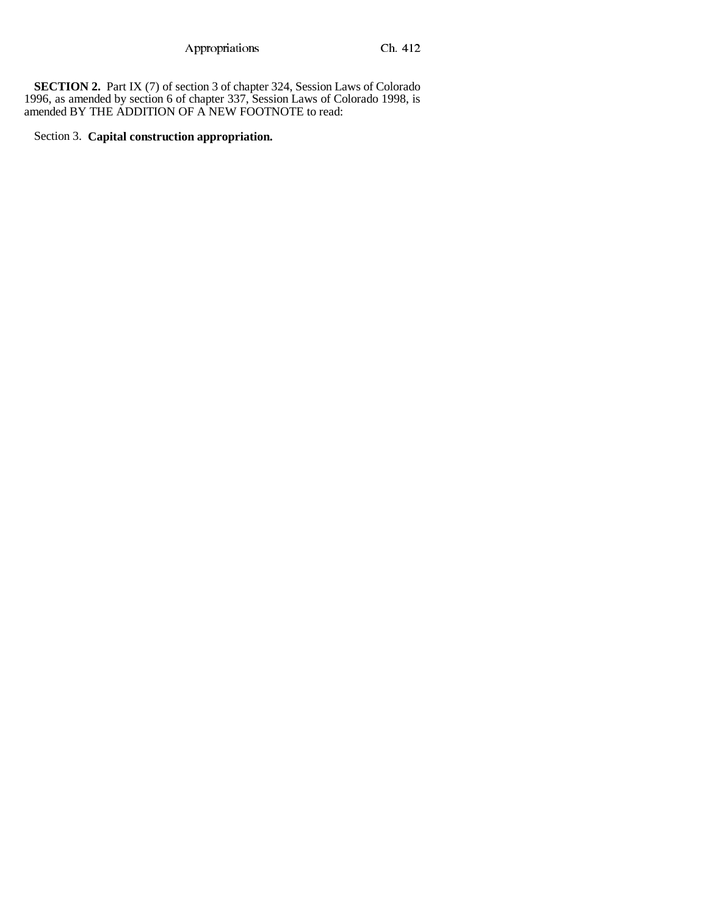**SECTION 2.** Part IX (7) of section 3 of chapter 324, Session Laws of Colorado 1996, as amended by section 6 of chapter 337, Session Laws of Colorado 1998, is amended BY THE ADDITION OF A NEW FOOTNOTE to read:

Section 3. **Capital construction appropriation.**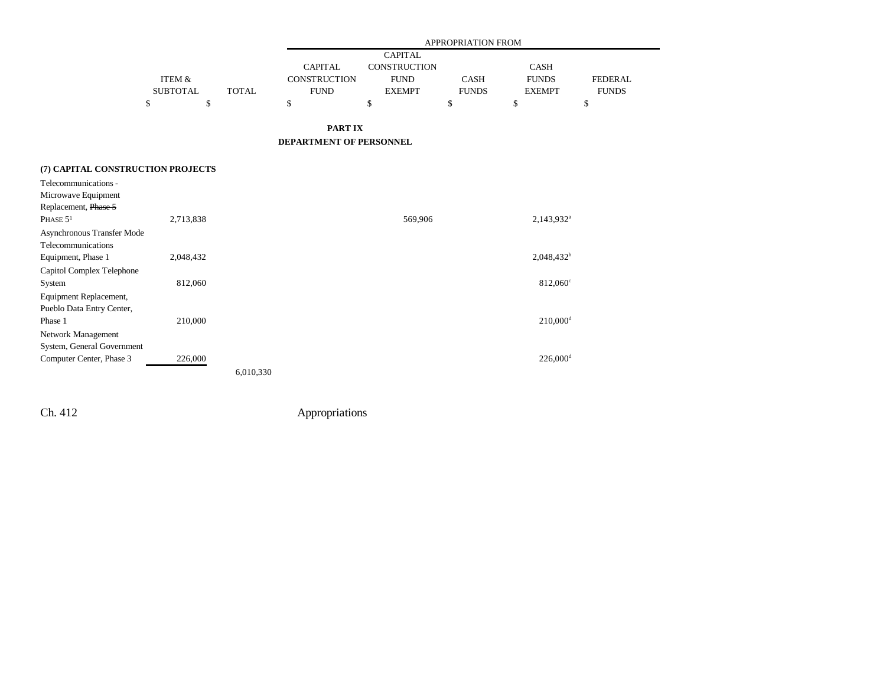| | ITEM & SUBTOTAL | TOTAL | APPROPRIATION FROM CAPITAL CONSTRUCTION FUND | CAPITAL CONSTRUCTION FUND EXEMPT | CASH FUNDS | CASH FUNDS EXEMPT | FEDERAL FUNDS |
|---|---|---|---|---|---|---|---|
| | $ | $ | $ | $ | $ | $ | $ |

**PART IX**

**DEPARTMENT OF PERSONNEL**

**(7) CAPITAL CONSTRUCTION PROJECTS**

| | ITEM & SUBTOTAL | TOTAL | CAPITAL CONSTRUCTION FUND | CAPITAL CONSTRUCTION FUND EXEMPT | CASH FUNDS | CASH FUNDS EXEMPT | FEDERAL FUNDS |
|---|---|---|---|---|---|---|---|
| Telecommunications - Microwave Equipment Replacement, ~~Phase 5~~ PHASE 5[1] | 2,713,838 | | | 569,906 | | 2,143,932[a] | |
| Asynchronous Transfer Mode Telecommunications Equipment, Phase 1 | 2,048,432 | | | | | 2,048,432[b] | |
| Capitol Complex Telephone System | 812,060 | | | | | 812,060[c] | |
| Equipment Replacement, Pueblo Data Entry Center, Phase 1 | 210,000 | | | | | 210,000[d] | |
| Network Management System, General Government Computer Center, Phase 3 | 226,000 | | | | | 226,000[d] | |
| | | 6,010,330 | | | | | |

Ch. 412 Appropriations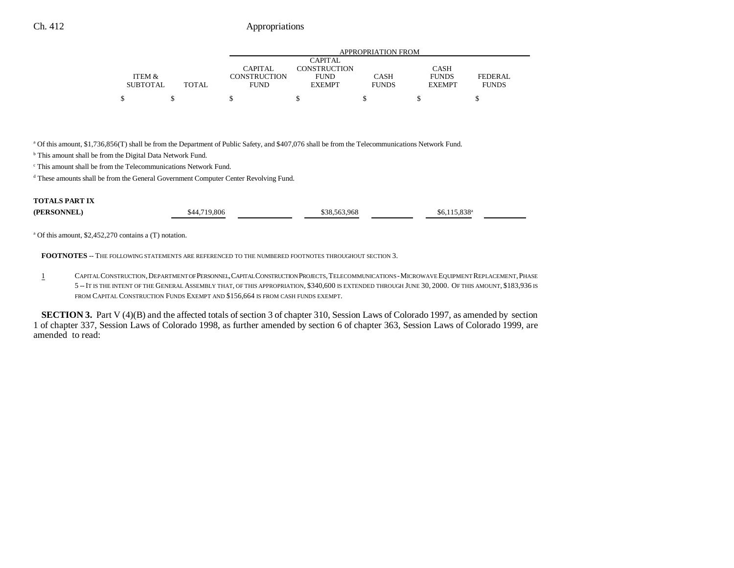| | ITEM & SUBTOTAL | TOTAL | APPROPRIATION FROM CAPITAL CONSTRUCTION FUND | CAPITAL CONSTRUCTION FUND EXEMPT | CASH FUNDS | CASH FUNDS EXEMPT | FEDERAL FUNDS |
|---|---|---|---|---|---|---|---|
| | $ | $ | $ | $ | $ | $ | $ |

[a] Of this amount, $1,736,856(T) shall be from the Department of Public Safety, and $407,076 shall be from the Telecommunications Network Fund.

[b] This amount shall be from the Digital Data Network Fund.

[c] This amount shall be from the Telecommunications Network Fund.

[d] These amounts shall be from the General Government Computer Center Revolving Fund.

| | ITEM & SUBTOTAL | TOTAL | CAPITAL CONSTRUCTION FUND | CAPITAL CONSTRUCTION FUND EXEMPT | CASH FUNDS | CASH FUNDS EXEMPT | FEDERAL FUNDS |
|---|---|---|---|---|---|---|---|
| **TOTALS PART IX (PERSONNEL)** | | $44,719,806 | | $38,563,968 | | $6,115,838[a] | |

[a] Of this amount, $2,452,270 contains a (T) notation.

**FOOTNOTES** -- THE FOLLOWING STATEMENTS ARE REFERENCED TO THE NUMBERED FOOTNOTES THROUGHOUT SECTION 3.

1 CAPITAL CONSTRUCTION, DEPARTMENT OF PERSONNEL, CAPITAL CONSTRUCTION PROJECTS, TELECOMMUNICATIONS - MICROWAVE EQUIPMENT REPLACEMENT, PHASE 5 -- IT IS THE INTENT OF THE GENERAL ASSEMBLY THAT, OF THIS APPROPRIATION, $340,600 IS EXTENDED THROUGH JUNE 30, 2000. OF THIS AMOUNT, $183,936 IS FROM CAPITAL CONSTRUCTION FUNDS EXEMPT AND $156,664 IS FROM CASH FUNDS EXEMPT.

**SECTION 3.** Part V (4)(B) and the affected totals of section 3 of chapter 310, Session Laws of Colorado 1997, as amended by section 1 of chapter 337, Session Laws of Colorado 1998, as further amended by section 6 of chapter 363, Session Laws of Colorado 1999, are amended to read: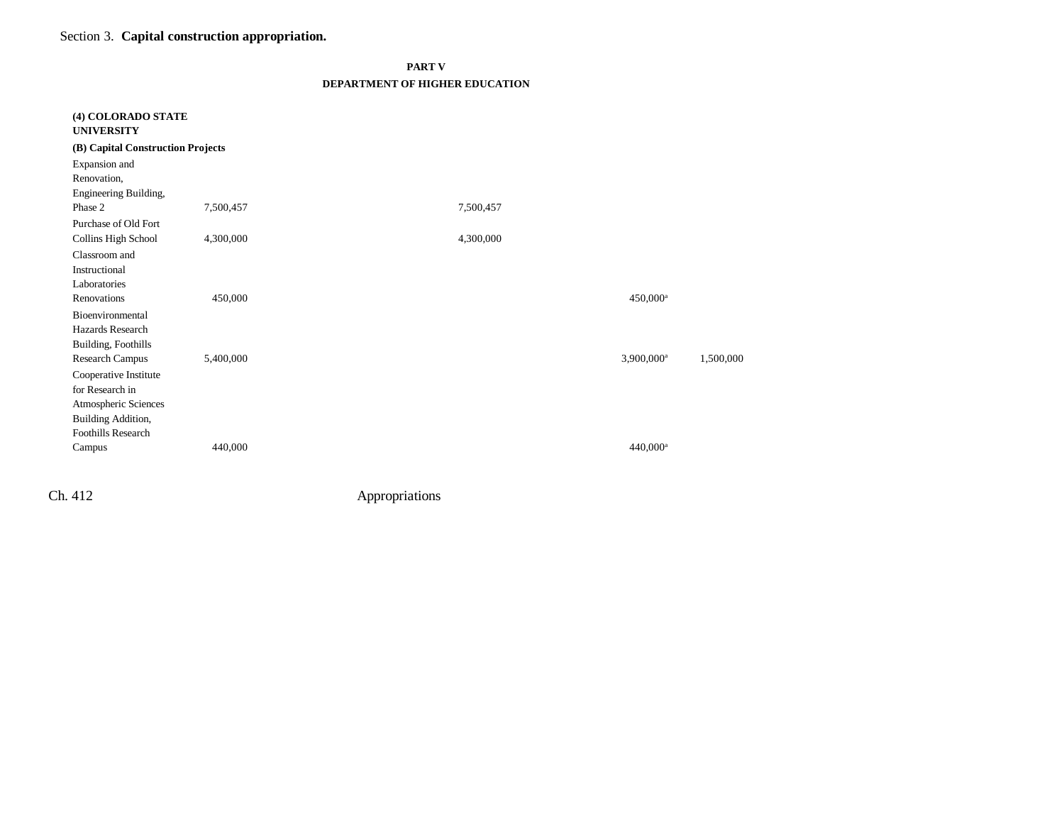Section 3. **Capital construction appropriation.**

**PART V**

**DEPARTMENT OF HIGHER EDUCATION**

| | | | | |
|---|---|---|---|---|
| **(4) COLORADO STATE UNIVERSITY** | | | | |
| **(B) Capital Construction Projects** | | | | |
| Expansion and Renovation, Engineering Building, Phase 2 | 7,500,457 | 7,500,457 | | |
| Purchase of Old Fort Collins High School | 4,300,000 | 4,300,000 | | |
| Classroom and Instructional Laboratories Renovations | 450,000 | | 450,000[a] | |
| Bioenvironmental Hazards Research Building, Foothills Research Campus | 5,400,000 | | 3,900,000[a] | 1,500,000 |
| Cooperative Institute for Research in Atmospheric Sciences Building Addition, Foothills Research Campus | 440,000 | | 440,000[a] | |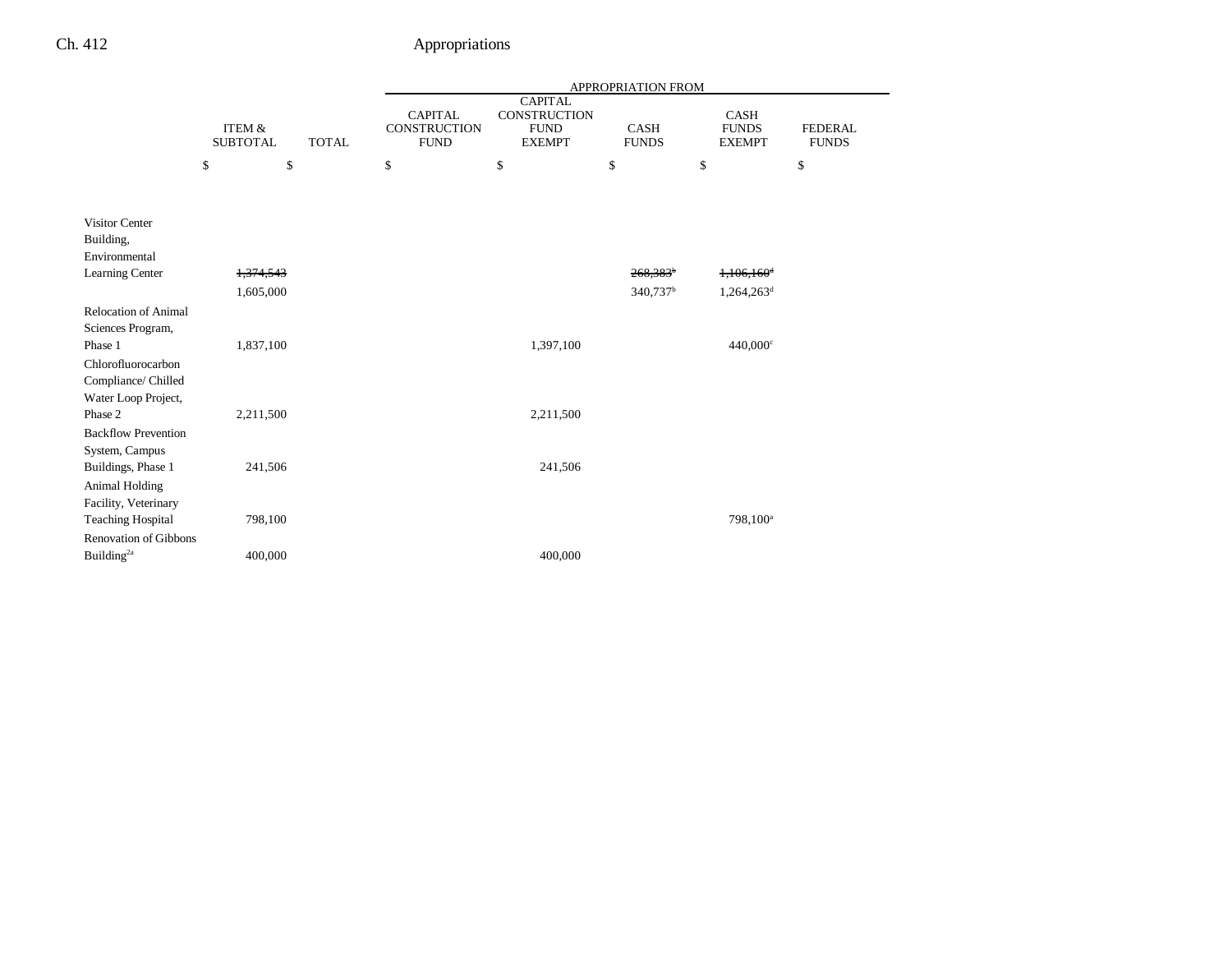| | ITEM & SUBTOTAL | TOTAL | APPROPRIATION FROM CAPITAL CONSTRUCTION FUND | CAPITAL CONSTRUCTION FUND EXEMPT | CASH FUNDS | CASH FUNDS EXEMPT | FEDERAL FUNDS |
|---|---|---|---|---|---|---|---|
| | $ | $ | $ | $ | $ | $ | $ |
| Visitor Center Building, Environmental Learning Center | ~~1,374,543~~ | | | | ~~268,383~~[b] | ~~1,106,160~~[d] | |
| | 1,605,000 | | | | 340,737[b] | 1,264,263[d] | |
| Relocation of Animal Sciences Program, Phase 1 | 1,837,100 | | | 1,397,100 | | 440,000[c] | |
| Chlorofluorocarbon Compliance/ Chilled Water Loop Project, Phase 2 | 2,211,500 | | | 2,211,500 | | | |
| Backflow Prevention System, Campus Buildings, Phase 1 | 241,506 | | | 241,506 | | | |
| Animal Holding Facility, Veterinary Teaching Hospital | 798,100 | | | | | 798,100[a] | |
| Renovation of Gibbons Building[2a] | 400,000 | | | 400,000 | | | |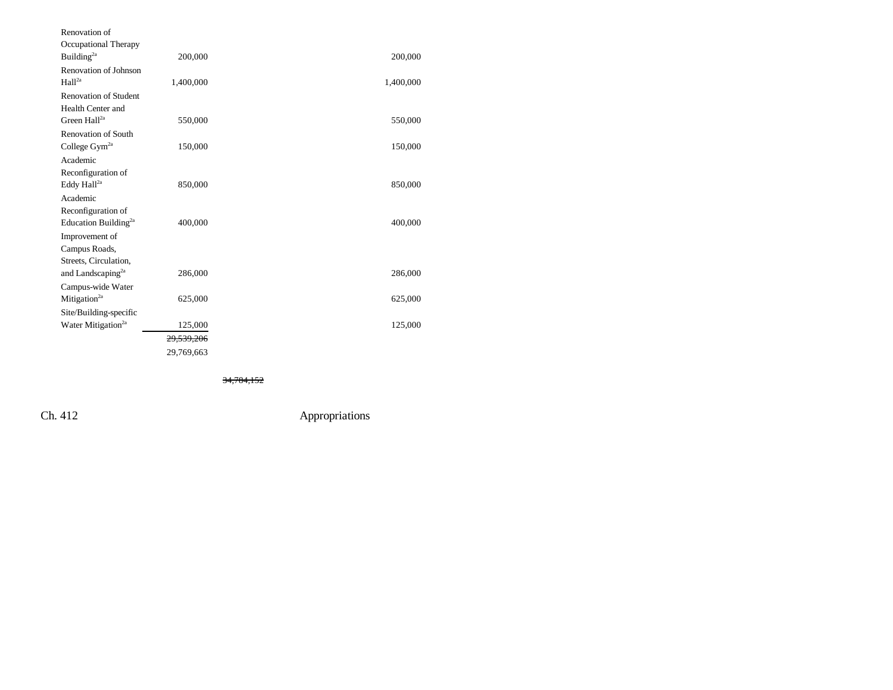| | | | |
|---|---|---|---|
| Renovation of Occupational Therapy Building[2a] | 200,000 | | 200,000 |
| Renovation of Johnson Hall[2a] | 1,400,000 | | 1,400,000 |
| Renovation of Student Health Center and Green Hall[2a] | 550,000 | | 550,000 |
| Renovation of South College Gym[2a] | 150,000 | | 150,000 |
| Academic Reconfiguration of Eddy Hall[2a] | 850,000 | | 850,000 |
| Academic Reconfiguration of Education Building[2a] | 400,000 | | 400,000 |
| Improvement of Campus Roads, Streets, Circulation, and Landscaping[2a] | 286,000 | | 286,000 |
| Campus-wide Water Mitigation[2a] | 625,000 | | 625,000 |
| Site/Building-specific Water Mitigation[2a] | 125,000 | | 125,000 |
| | ~~29,539,206~~ | | |
| | 29,769,663 | | |
| | | ~~34,784,152~~ | |

Ch. 412 Appropriations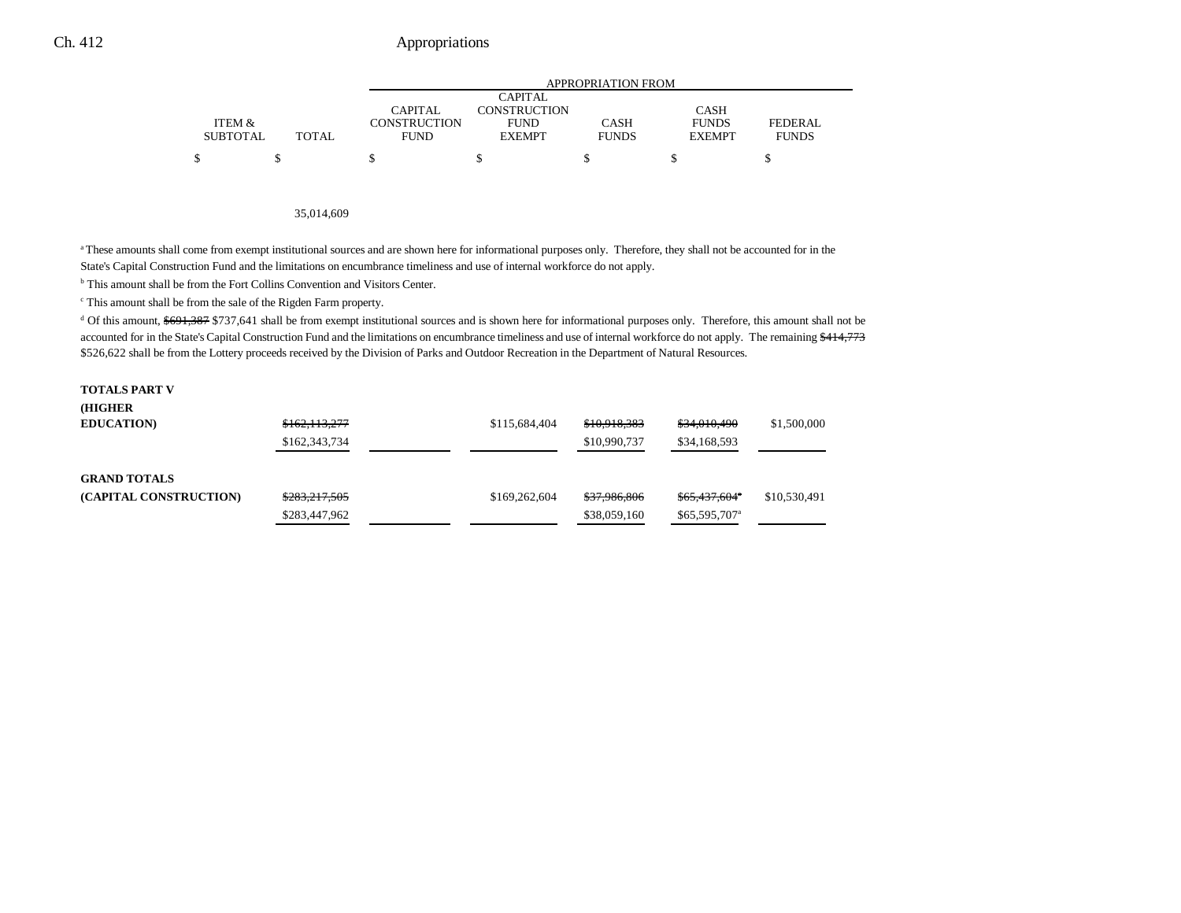| ITEM & SUBTOTAL | TOTAL | CAPITAL CONSTRUCTION FUND | CAPITAL CONSTRUCTION FUND EXEMPT | CASH FUNDS | CASH FUNDS EXEMPT | FEDERAL FUNDS |
|---|---|---|---|---|---|---|
| | | APPROPRIATION FROM | | | | |
| $ | $ | $ | $ | $ | $ | $ |
| | 35,014,609 | | | | | |

[a] These amounts shall come from exempt institutional sources and are shown here for informational purposes only. Therefore, they shall not be accounted for in the State's Capital Construction Fund and the limitations on encumbrance timeliness and use of internal workforce do not apply.

[b] This amount shall be from the Fort Collins Convention and Visitors Center.

[c] This amount shall be from the sale of the Rigden Farm property.

[d] Of this amount, ~~$691,387~~ $737,641 shall be from exempt institutional sources and is shown here for informational purposes only. Therefore, this amount shall not be accounted for in the State's Capital Construction Fund and the limitations on encumbrance timeliness and use of internal workforce do not apply. The remaining ~~$414,773~~ $526,622 shall be from the Lottery proceeds received by the Division of Parks and Outdoor Recreation in the Department of Natural Resources.

| | TOTAL | CAPITAL CONSTRUCTION FUND | CAPITAL CONSTRUCTION FUND EXEMPT | CASH FUNDS | CASH FUNDS EXEMPT | FEDERAL FUNDS |
|---|---|---|---|---|---|---|
| **TOTALS PART V (HIGHER EDUCATION)** | ~~$162,113,277~~ | | $115,684,404 | ~~$10,918,383~~ | ~~$34,010,490~~ | $1,500,000 |
| | $162,343,734 | | | $10,990,737 | $34,168,593 | |
| **GRAND TOTALS (CAPITAL CONSTRUCTION)** | ~~$283,217,505~~ | | $169,262,604 | ~~$37,986,806~~ | ~~$65,437,604~~[a] | $10,530,491 |
| | $283,447,962 | | | $38,059,160 | $65,595,707[a] | |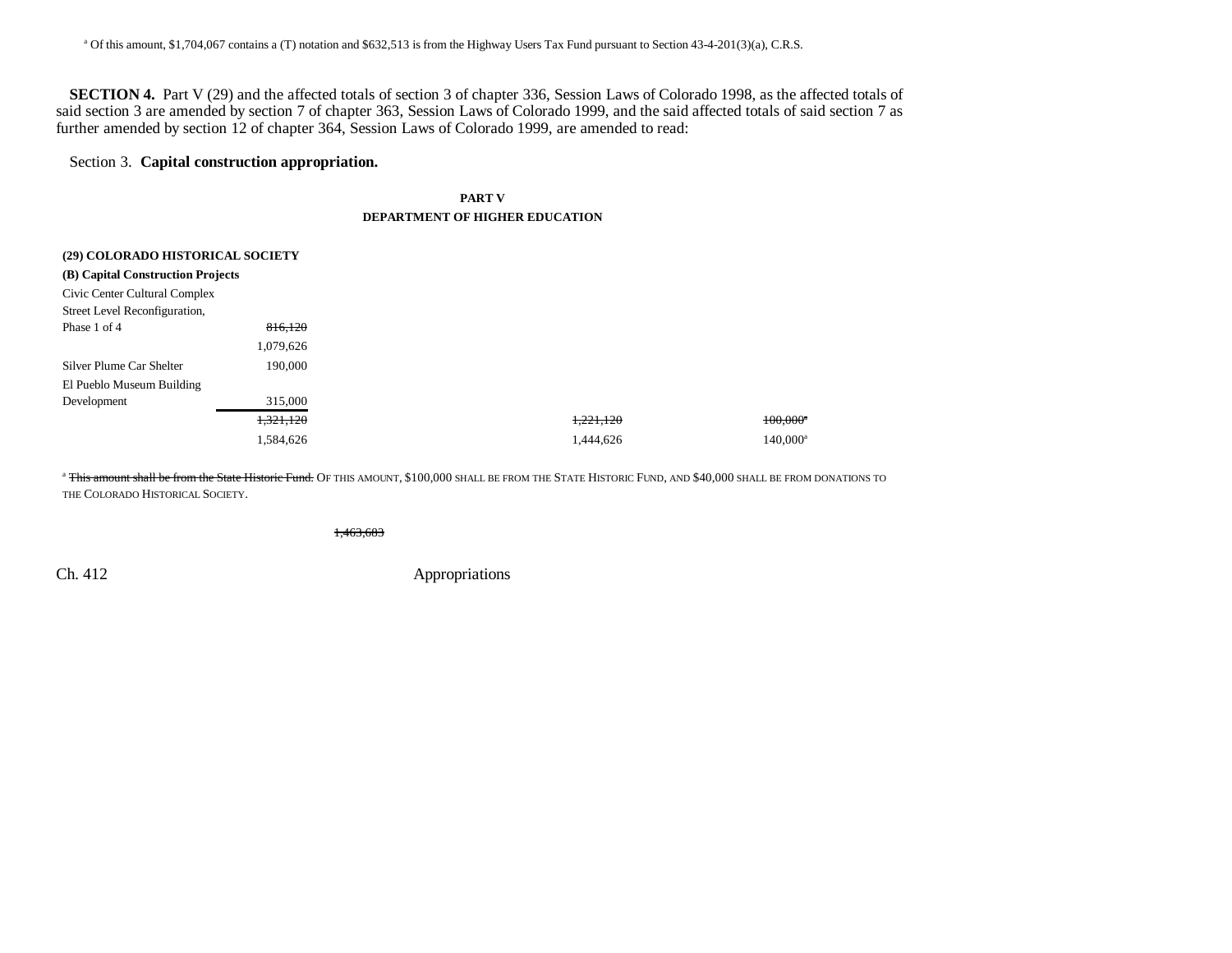[a] Of this amount, $1,704,067 contains a (T) notation and $632,513 is from the Highway Users Tax Fund pursuant to Section 43-4-201(3)(a), C.R.S.

**SECTION 4.** Part V (29) and the affected totals of section 3 of chapter 336, Session Laws of Colorado 1998, as the affected totals of said section 3 are amended by section 7 of chapter 363, Session Laws of Colorado 1999, and the said affected totals of said section 7 as further amended by section 12 of chapter 364, Session Laws of Colorado 1999, are amended to read:

Section 3. **Capital construction appropriation.**

**PART V**
**DEPARTMENT OF HIGHER EDUCATION**

| | | | | |
|---|---|---|---|---|
| **(29) COLORADO HISTORICAL SOCIETY** | | | | |
| **(B) Capital Construction Projects** | | | | |
| Civic Center Cultural Complex Street Level Reconfiguration, Phase 1 of 4 | ~~816,120~~ 1,079,626 | | | |
| Silver Plume Car Shelter | 190,000 | | | |
| El Pueblo Museum Building Development | 315,000 | | | |
| | ~~1,321,120~~ | | ~~1,221,120~~ | ~~100,000~~[a] |
| | 1,584,626 | | 1,444,626 | 140,000[a] |

[a] ~~This amount shall be from the State Historic Fund.~~ OF THIS AMOUNT, $100,000 SHALL BE FROM THE STATE HISTORIC FUND, AND $40,000 SHALL BE FROM DONATIONS TO THE COLORADO HISTORICAL SOCIETY.

~~1,463,683~~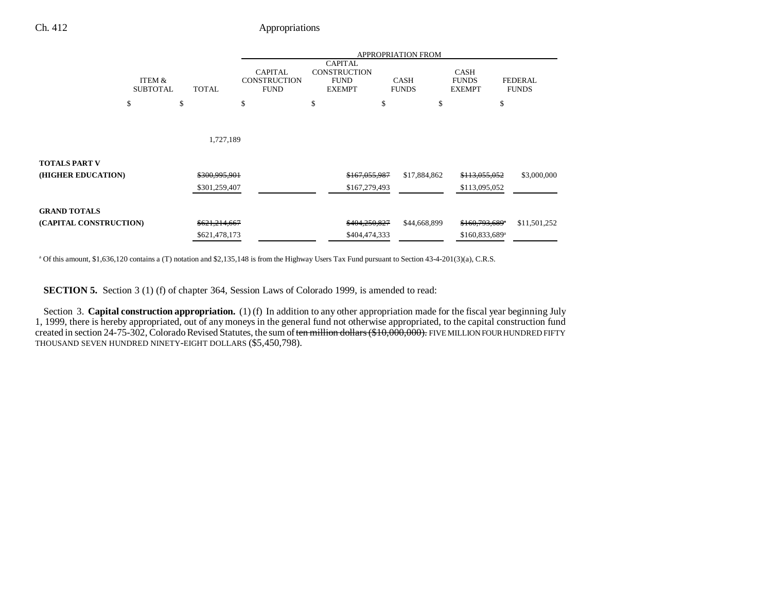| | ITEM & SUBTOTAL | TOTAL | APPROPRIATION FROM CAPITAL CONSTRUCTION FUND | CAPITAL CONSTRUCTION FUND EXEMPT | CASH FUNDS | CASH FUNDS EXEMPT | FEDERAL FUNDS |
|---|---|---|---|---|---|---|---|
| | $ | $ | $ | $ | $ | $ | $ |
| | | 1,727,189 | | | | | |
| **TOTALS PART V** | | | | | | | |
| **(HIGHER EDUCATION)** | | ~~$300,995,901~~ | | ~~$167,055,987~~ | $17,884,862 | ~~$113,055,052~~ | $3,000,000 |
| | | $301,259,407 | | $167,279,493 | | $113,095,052 | |
| **GRAND TOTALS** | | | | | | | |
| **(CAPITAL CONSTRUCTION)** | | ~~$621,214,667~~ | | ~~$404,250,827~~ | $44,668,899 | ~~$160,793,689[a]~~ | $11,501,252 |
| | | $621,478,173 | | $404,474,333 | | $160,833,689[a] | |

[a] Of this amount, $1,636,120 contains a (T) notation and $2,135,148 is from the Highway Users Tax Fund pursuant to Section 43-4-201(3)(a), C.R.S.

**SECTION 5.** Section 3 (1) (f) of chapter 364, Session Laws of Colorado 1999, is amended to read:

Section 3. **Capital construction appropriation.** (1) (f) In addition to any other appropriation made for the fiscal year beginning July 1, 1999, there is hereby appropriated, out of any moneys in the general fund not otherwise appropriated, to the capital construction fund created in section 24-75-302, Colorado Revised Statutes, the sum of ~~ten million dollars ($10,000,000).~~ FIVE MILLION FOUR HUNDRED FIFTY THOUSAND SEVEN HUNDRED NINETY-EIGHT DOLLARS ($5,450,798).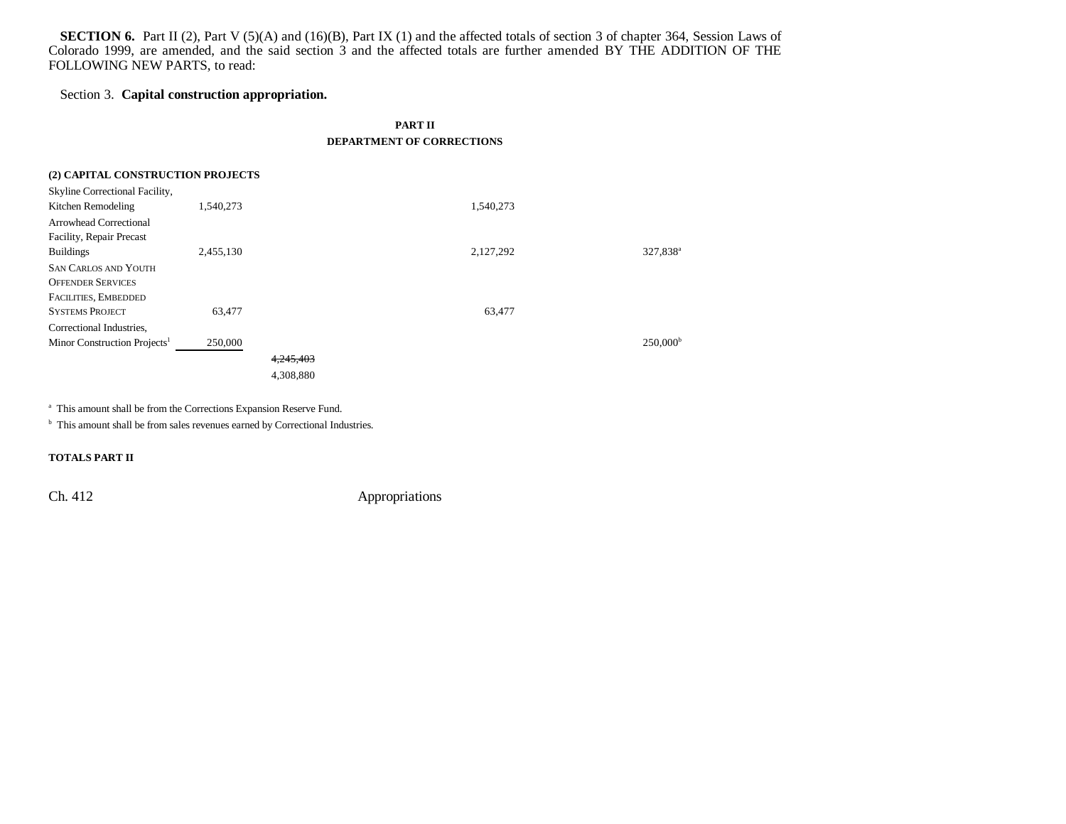**SECTION 6.** Part II (2), Part V (5)(A) and (16)(B), Part IX (1) and the affected totals of section 3 of chapter 364, Session Laws of Colorado 1999, are amended, and the said section 3 and the affected totals are further amended BY THE ADDITION OF THE FOLLOWING NEW PARTS, to read:

Section 3. **Capital construction appropriation.**

**PART II**
**DEPARTMENT OF CORRECTIONS**

**(2) CAPITAL CONSTRUCTION PROJECTS**

| | | | | | |
|---|---|---|---|---|---|
| Skyline Correctional Facility, Kitchen Remodeling | 1,540,273 | | 1,540,273 | | |
| Arrowhead Correctional Facility, Repair Precast Buildings | 2,455,130 | | 2,127,292 | | 327,838[a] |
| SAN CARLOS AND YOUTH OFFENDER SERVICES FACILITIES, EMBEDDED SYSTEMS PROJECT | 63,477 | | 63,477 | | |
| Correctional Industries, Minor Construction Projects[1] | 250,000 | | | | 250,000[b] |
| | | ~~4,245,403~~ 4,308,880 | | | |

[a] This amount shall be from the Corrections Expansion Reserve Fund.

[b] This amount shall be from sales revenues earned by Correctional Industries.

**TOTALS PART II**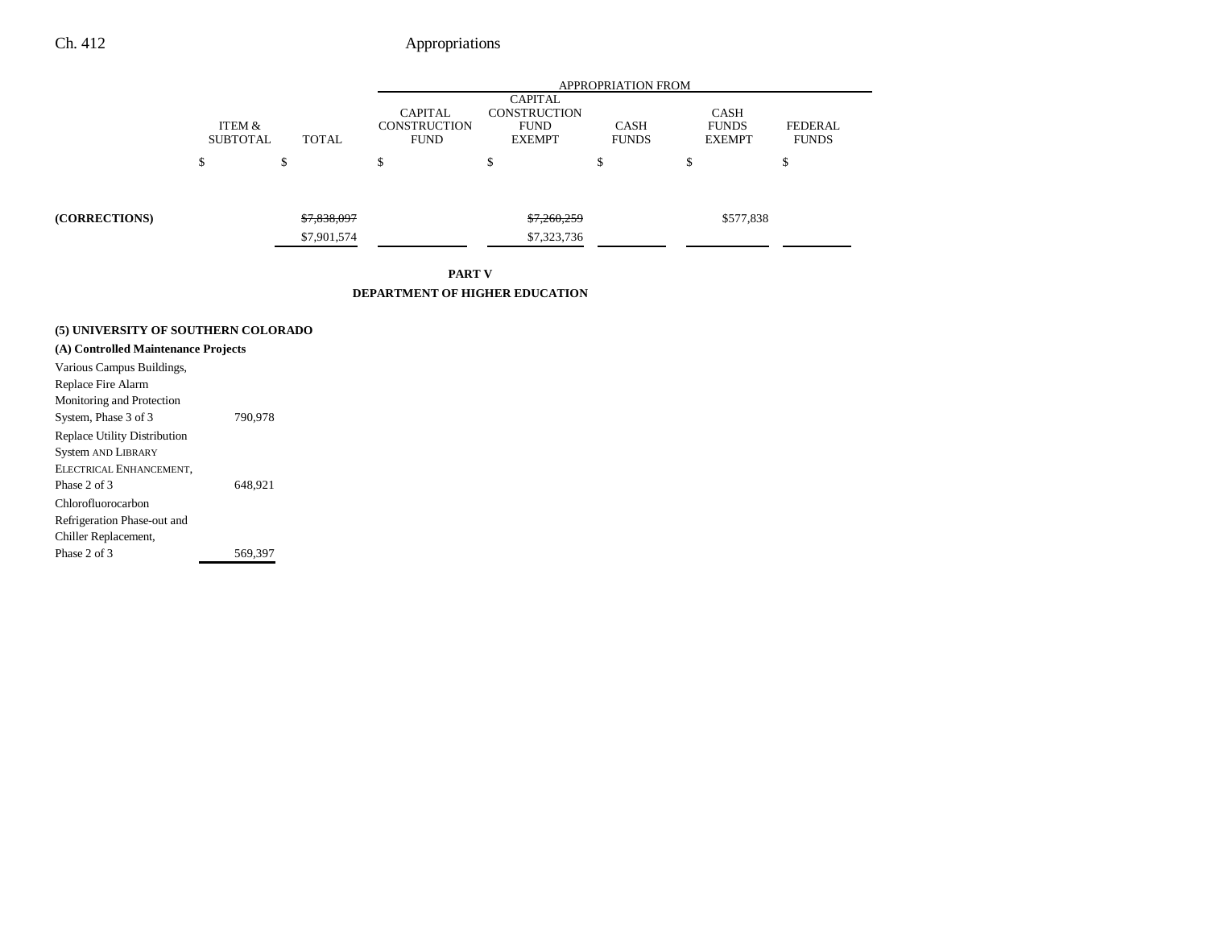| | ITEM & SUBTOTAL | TOTAL | APPROPRIATION FROM CAPITAL CONSTRUCTION FUND | CAPITAL CONSTRUCTION FUND EXEMPT | CASH FUNDS | CASH FUNDS EXEMPT | FEDERAL FUNDS |
|---|---|---|---|---|---|---|---|
| | $ | $ | $ | $ | $ | $ | $ |
| **(CORRECTIONS)** | | ~~$7,838,097~~ $7,901,574 | | ~~$7,260,259~~ $7,323,736 | | $577,838 | |

**PART V**

**DEPARTMENT OF HIGHER EDUCATION**

**(5) UNIVERSITY OF SOUTHERN COLORADO**

**(A) Controlled Maintenance Projects**

| | ITEM & SUBTOTAL | TOTAL | CAPITAL CONSTRUCTION FUND | CAPITAL CONSTRUCTION FUND EXEMPT | CASH FUNDS | CASH FUNDS EXEMPT | FEDERAL FUNDS |
|---|---|---|---|---|---|---|---|
| Various Campus Buildings, Replace Fire Alarm Monitoring and Protection System, Phase 3 of 3 | 790,978 | | | | | | |
| Replace Utility Distribution System AND LIBRARY ELECTRICAL ENHANCEMENT, Phase 2 of 3 | 648,921 | | | | | | |
| Chlorofluorocarbon Refrigeration Phase-out and Chiller Replacement, Phase 2 of 3 | 569,397 | | | | | | |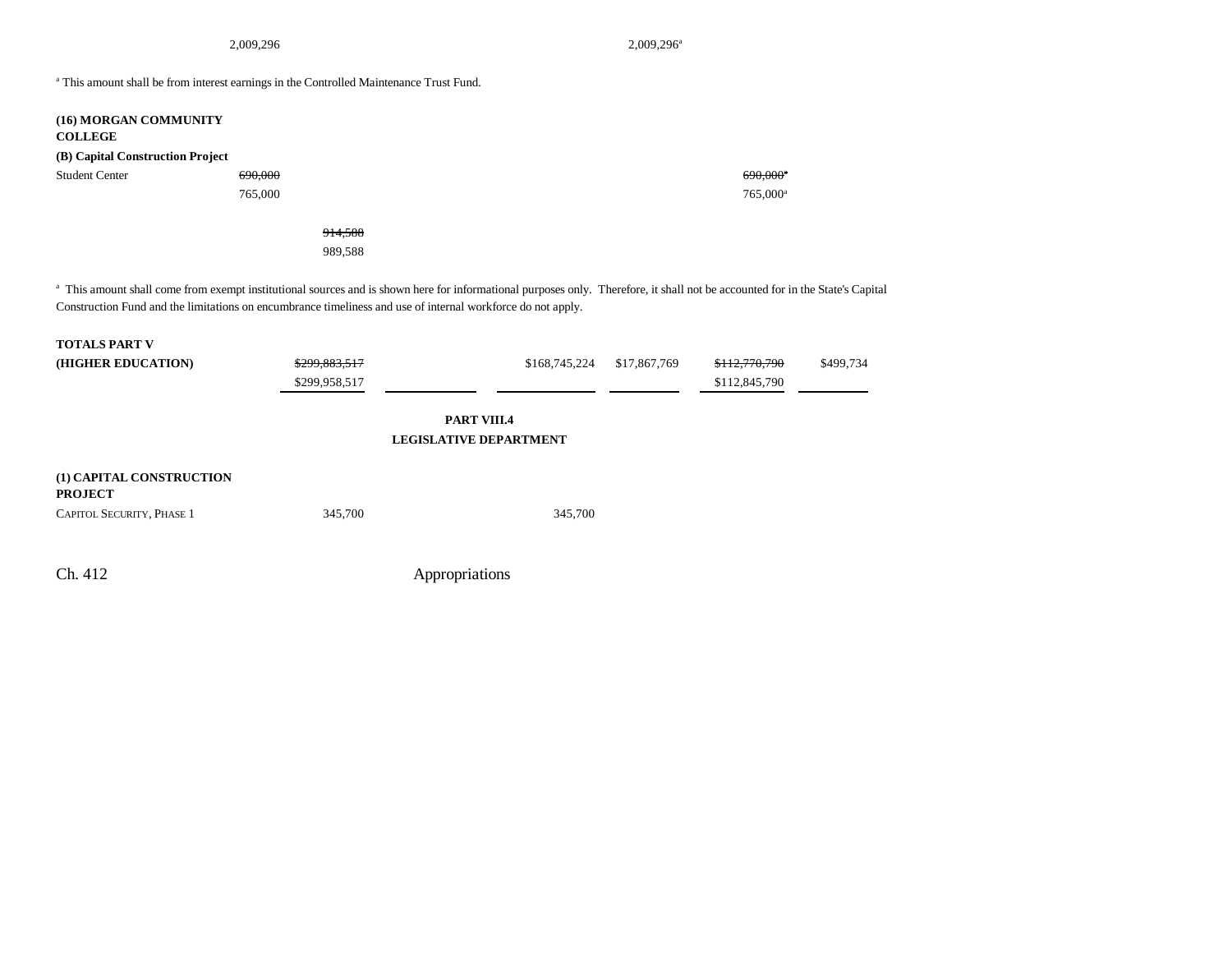| | | | | | | |
|---|---|---|---|---|---|---|
| | 2,009,296 | | | 2,009,296[a] | | |

[a] This amount shall be from interest earnings in the Controlled Maintenance Trust Fund.

**(16) MORGAN COMMUNITY COLLEGE**

**(B) Capital Construction Project**

| | | | | | | | |
|---|---|---|---|---|---|---|---|
| Student Center | ~~690,000~~ | | | | | ~~690,000[a]~~ | |
| | 765,000 | | | | | 765,000[a] | |
| | | ~~914,588~~ | | | | | |
| | | 989,588 | | | | | |

[a] This amount shall come from exempt institutional sources and is shown here for informational purposes only. Therefore, it shall not be accounted for in the State's Capital Construction Fund and the limitations on encumbrance timeliness and use of internal workforce do not apply.

| | | | | | | |
|---|---|---|---|---|---|---|
| **TOTALS PART V** | | | | | | |
| **(HIGHER EDUCATION)** | ~~$299,883,517~~ | | $168,745,224 | $17,867,769 | ~~$112,770,790~~ | $499,734 |
| | $299,958,517 | | | | $112,845,790 | |

**PART VIII.4**
**LEGISLATIVE DEPARTMENT**

**(1) CAPITAL CONSTRUCTION PROJECT**

| | | | |
|---|---|---|---|
| CAPITOL SECURITY, PHASE 1 | 345,700 | | 345,700 |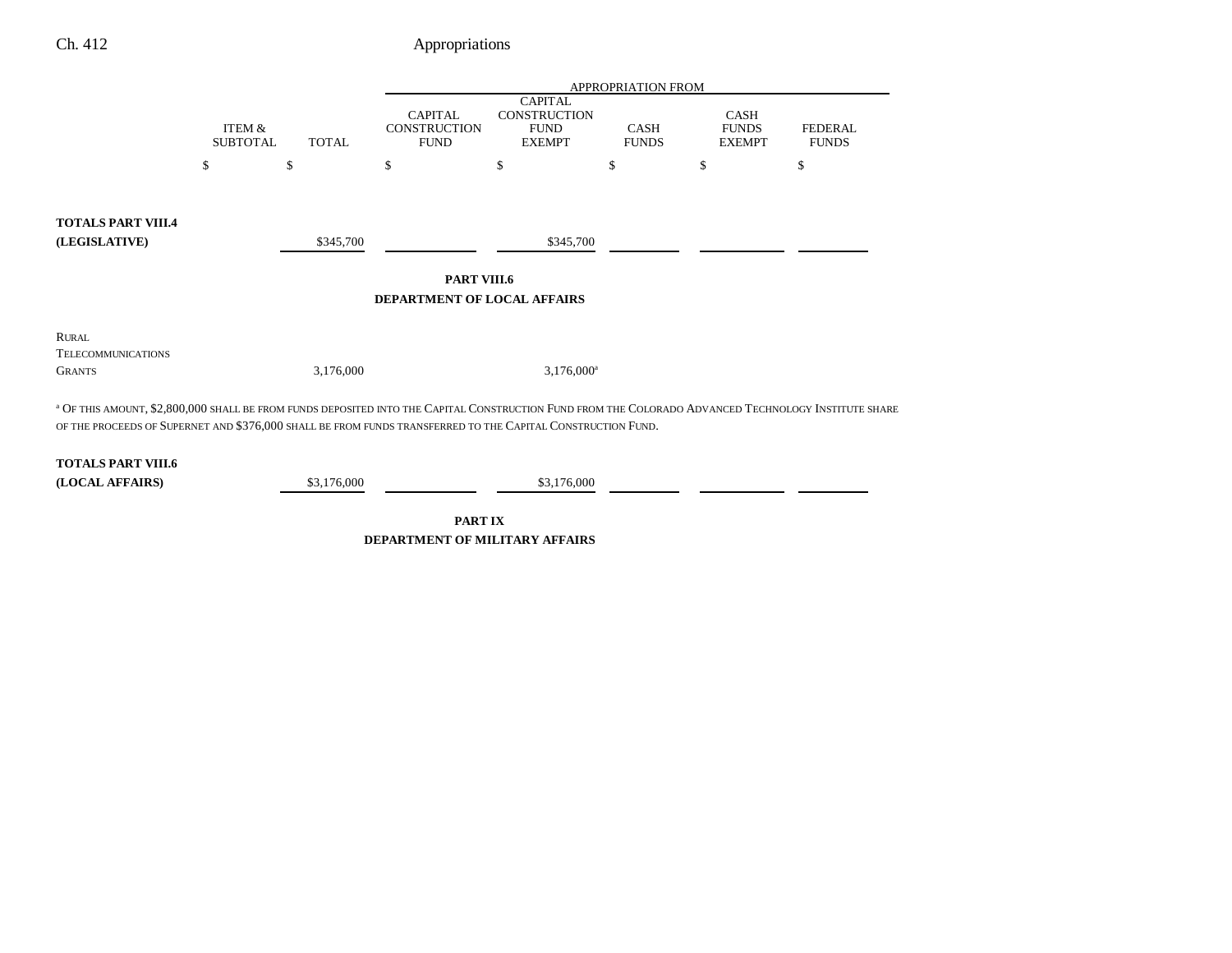| | ITEM & SUBTOTAL | TOTAL | APPROPRIATION FROM CAPITAL CONSTRUCTION FUND | CAPITAL CONSTRUCTION FUND EXEMPT | CASH FUNDS | CASH FUNDS EXEMPT | FEDERAL FUNDS |
|---|---|---|---|---|---|---|---|
| | $ | $ | $ | $ | $ | $ | $ |
| **TOTALS PART VIII.4 (LEGISLATIVE)** | | $345,700 | | $345,700 | | | |

**PART VIII.6**
**DEPARTMENT OF LOCAL AFFAIRS**

| | ITEM & SUBTOTAL | TOTAL | CAPITAL CONSTRUCTION FUND | CAPITAL CONSTRUCTION FUND EXEMPT | CASH FUNDS | CASH FUNDS EXEMPT | FEDERAL FUNDS |
|---|---|---|---|---|---|---|---|
| RURAL TELECOMMUNICATIONS GRANTS | | 3,176,000 | | 3,176,000[a] | | | |

[a] OF THIS AMOUNT, $2,800,000 SHALL BE FROM FUNDS DEPOSITED INTO THE CAPITAL CONSTRUCTION FUND FROM THE COLORADO ADVANCED TECHNOLOGY INSTITUTE SHARE OF THE PROCEEDS OF SUPERNET AND $376,000 SHALL BE FROM FUNDS TRANSFERRED TO THE CAPITAL CONSTRUCTION FUND.

| | ITEM & SUBTOTAL | TOTAL | CAPITAL CONSTRUCTION FUND | CAPITAL CONSTRUCTION FUND EXEMPT | CASH FUNDS | CASH FUNDS EXEMPT | FEDERAL FUNDS |
|---|---|---|---|---|---|---|---|
| **TOTALS PART VIII.6 (LOCAL AFFAIRS)** | | $3,176,000 | | $3,176,000 | | | |

**PART IX**
**DEPARTMENT OF MILITARY AFFAIRS**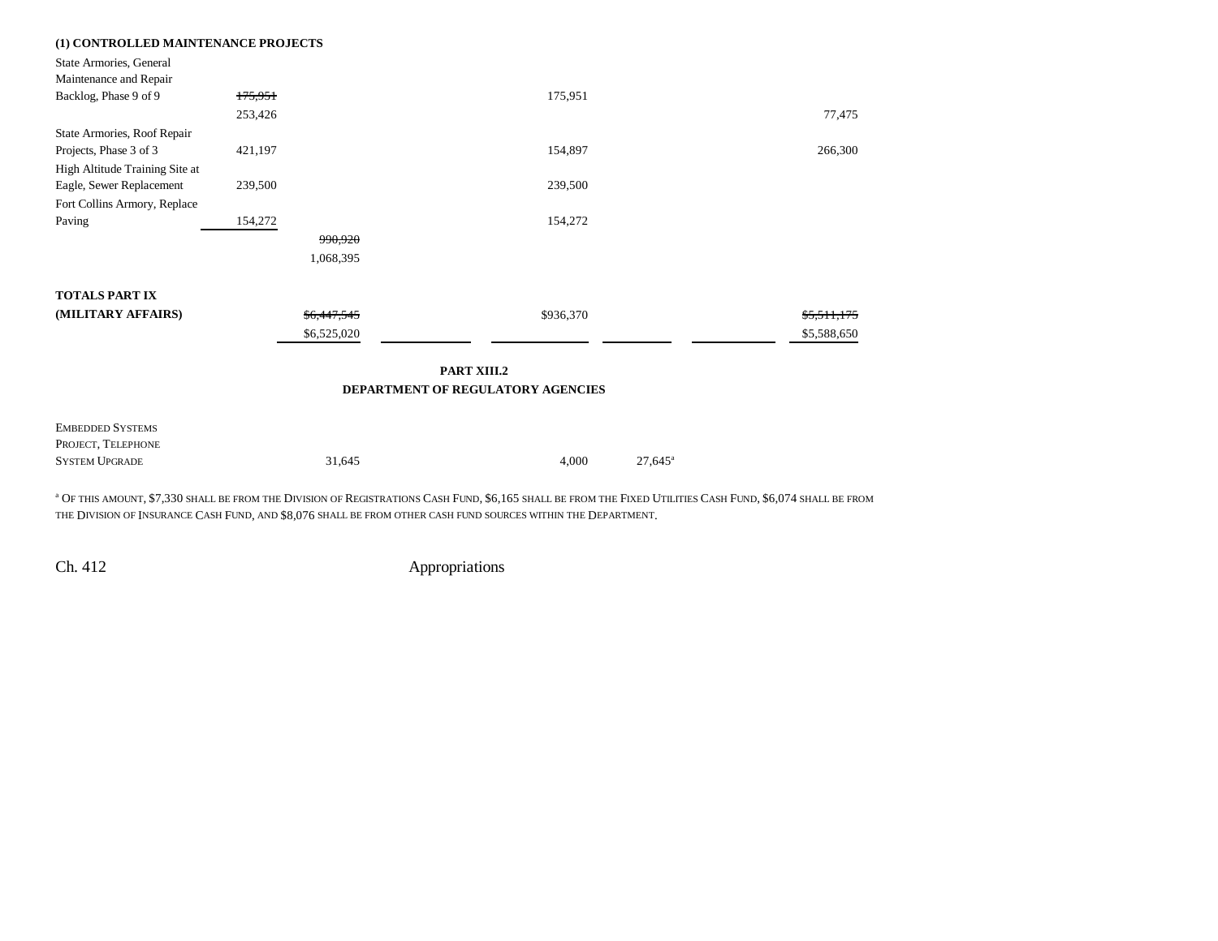**(1) CONTROLLED MAINTENANCE PROJECTS**

| | | | | | | | |
|---|---|---|---|---|---|---|---|
| State Armories, General Maintenance and Repair Backlog, Phase 9 of 9 | ~~175,951~~ 253,426 | | | 175,951 | | | 77,475 |
| State Armories, Roof Repair Projects, Phase 3 of 3 | 421,197 | | | 154,897 | | | 266,300 |
| High Altitude Training Site at Eagle, Sewer Replacement | 239,500 | | | 239,500 | | | |
| Fort Collins Armory, Replace Paving | 154,272 | | | 154,272 | | | |
| | | ~~990,920~~ 1,068,395 | | | | | |
| **TOTALS PART IX (MILITARY AFFAIRS)** | | ~~$6,447,545~~ $6,525,020 | | $936,370 | | | ~~$5,511,175~~ $5,588,650 |

**PART XIII.2**
**DEPARTMENT OF REGULATORY AGENCIES**

| | | | | | | |
|---|---|---|---|---|---|---|
| EMBEDDED SYSTEMS PROJECT, TELEPHONE SYSTEM UPGRADE | 31,645 | | 4,000 | 27,645[a] | | |

[a] OF THIS AMOUNT, $7,330 SHALL BE FROM THE DIVISION OF REGISTRATIONS CASH FUND, $6,165 SHALL BE FROM THE FIXED UTILITIES CASH FUND, $6,074 SHALL BE FROM THE DIVISION OF INSURANCE CASH FUND, AND $8,076 SHALL BE FROM OTHER CASH FUND SOURCES WITHIN THE DEPARTMENT.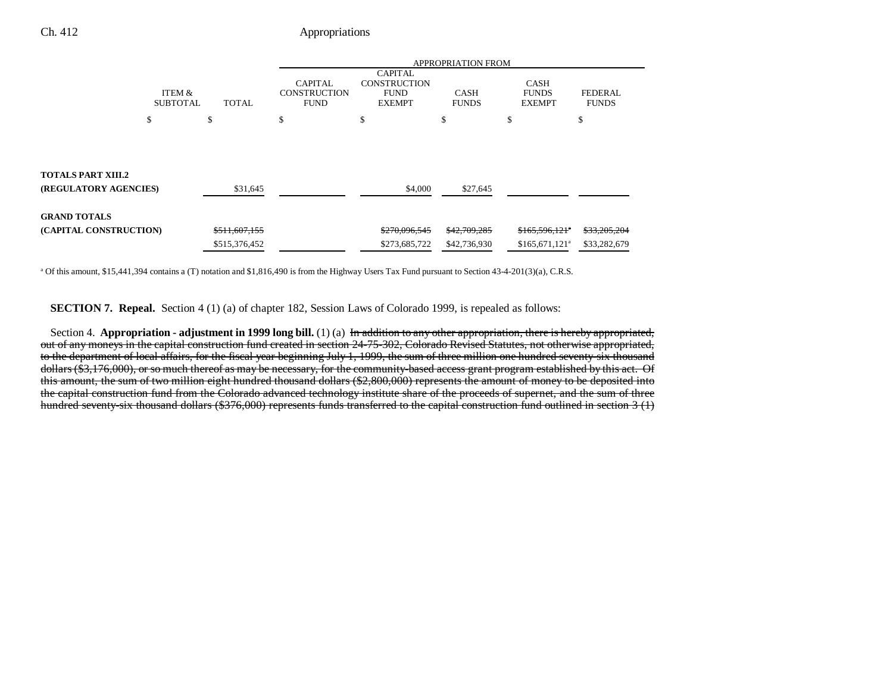| | ITEM & SUBTOTAL | TOTAL | APPROPRIATION FROM CAPITAL CONSTRUCTION FUND | CAPITAL CONSTRUCTION FUND EXEMPT | CASH FUNDS | CASH FUNDS EXEMPT | FEDERAL FUNDS |
|---|---|---|---|---|---|---|---|
| | $ | $ | $ | $ | $ | $ | $ |
| **TOTALS PART XIII.2 (REGULATORY AGENCIES)** | | $31,645 | | $4,000 | $27,645 | | |
| **GRAND TOTALS (CAPITAL CONSTRUCTION)** | | ~~$511,607,155~~ | | ~~$270,096,545~~ | ~~$42,709,285~~ | ~~$165,596,121~~[a] | ~~$33,205,204~~ |
| | | $515,376,452 | | $273,685,722 | $42,736,930 | $165,671,121[a] | $33,282,679 |

[a] Of this amount, $15,441,394 contains a (T) notation and $1,816,490 is from the Highway Users Tax Fund pursuant to Section 43-4-201(3)(a), C.R.S.

**SECTION 7. Repeal.** Section 4 (1) (a) of chapter 182, Session Laws of Colorado 1999, is repealed as follows:

Section 4. **Appropriation - adjustment in 1999 long bill.** (1) (a) ~~In addition to any other appropriation, there is hereby appropriated, out of any moneys in the capital construction fund created in section 24-75-302, Colorado Revised Statutes, not otherwise appropriated, to the department of local affairs, for the fiscal year beginning July 1, 1999, the sum of three million one hundred seventy-six thousand dollars ($3,176,000), or so much thereof as may be necessary, for the community-based access grant program established by this act. Of this amount, the sum of two million eight hundred thousand dollars ($2,800,000) represents the amount of money to be deposited into the capital construction fund from the Colorado advanced technology institute share of the proceeds of supernet, and the sum of three hundred seventy-six thousand dollars ($376,000) represents funds transferred to the capital construction fund outlined in section 3 (1)~~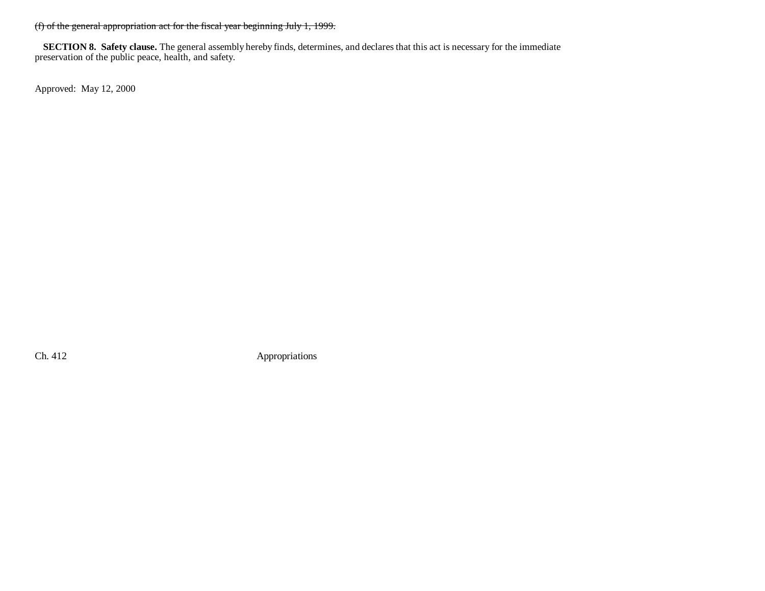~~(f) of the general appropriation act for the fiscal year beginning July 1, 1999.~~

**SECTION 8. Safety clause.** The general assembly hereby finds, determines, and declares that this act is necessary for the immediate preservation of the public peace, health, and safety.

Approved: May 12, 2000